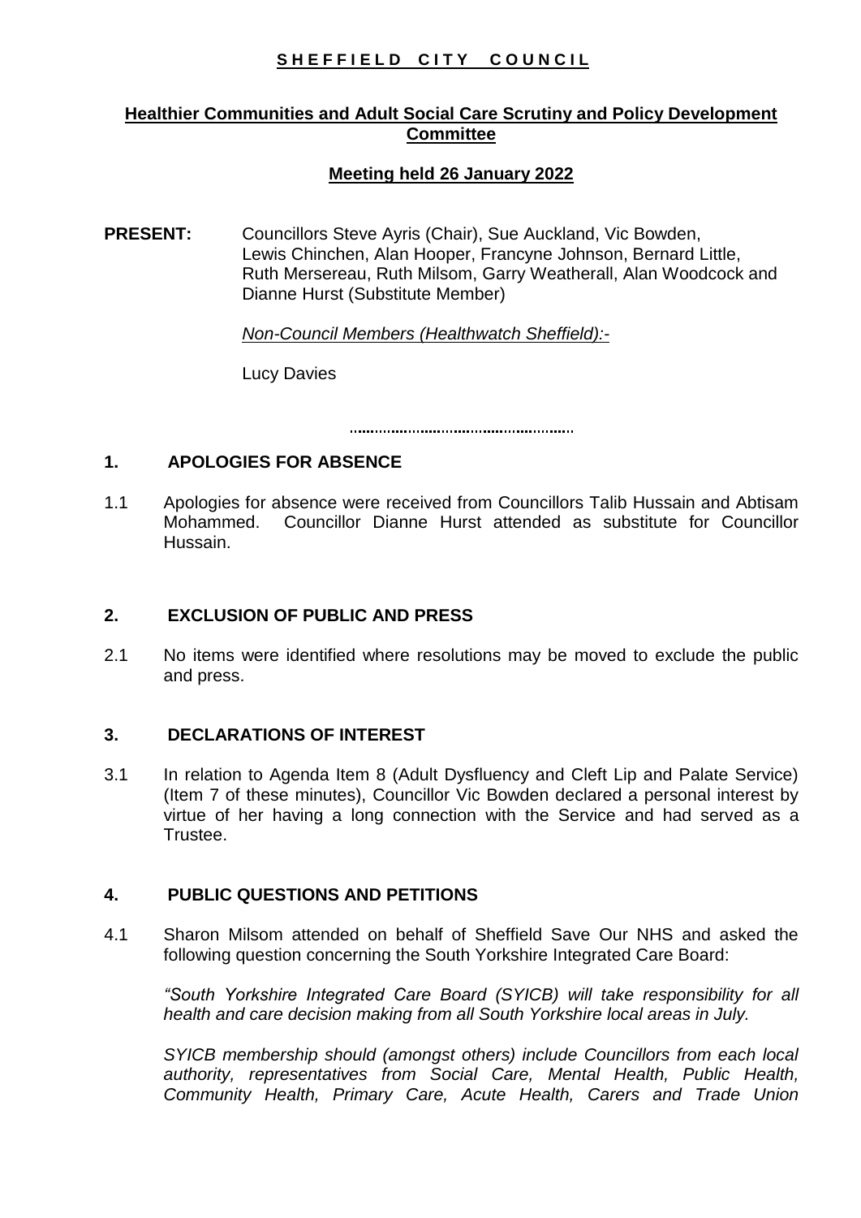**S H E F F I E L D   C I T Y   C O U N C I L**

**Healthier Communities and Adult Social Care Scrutiny and Policy Development Committee**

**Meeting held 26 January 2022**

**PRESENT:** Councillors Steve Ayris (Chair), Sue Auckland, Vic Bowden, Lewis Chinchen, Alan Hooper, Francyne Johnson, Bernard Little, Ruth Mersereau, Ruth Milsom, Garry Weatherall, Alan Woodcock and Dianne Hurst (Substitute Member)

*Non-Council Members (Healthwatch Sheffield):-*

Lucy Davies

---

## 1. APOLOGIES FOR ABSENCE

1.1 Apologies for absence were received from Councillors Talib Hussain and Abtisam Mohammed. Councillor Dianne Hurst attended as substitute for Councillor Hussain.

## 2. EXCLUSION OF PUBLIC AND PRESS

2.1 No items were identified where resolutions may be moved to exclude the public and press.

## 3. DECLARATIONS OF INTEREST

3.1 In relation to Agenda Item 8 (Adult Dysfluency and Cleft Lip and Palate Service) (Item 7 of these minutes), Councillor Vic Bowden declared a personal interest by virtue of her having a long connection with the Service and had served as a Trustee.

## 4. PUBLIC QUESTIONS AND PETITIONS

4.1 Sharon Milsom attended on behalf of Sheffield Save Our NHS and asked the following question concerning the South Yorkshire Integrated Care Board:

*"South Yorkshire Integrated Care Board (SYICB) will take responsibility for all health and care decision making from all South Yorkshire local areas in July.*

*SYICB membership should (amongst others) include Councillors from each local authority, representatives from Social Care, Mental Health, Public Health, Community Health, Primary Care, Acute Health, Carers and Trade Union*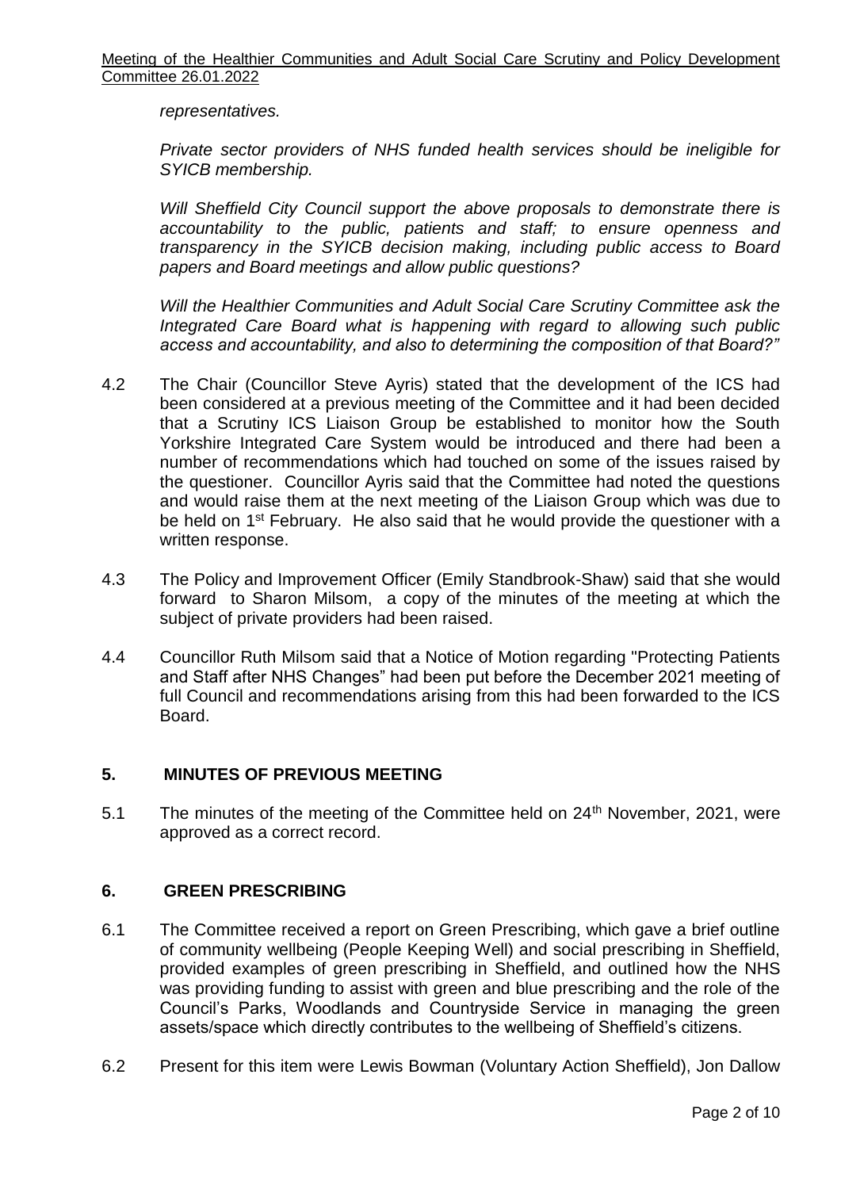*representatives.*

*Private sector providers of NHS funded health services should be ineligible for SYICB membership.*

*Will Sheffield City Council support the above proposals to demonstrate there is accountability to the public, patients and staff; to ensure openness and transparency in the SYICB decision making, including public access to Board papers and Board meetings and allow public questions?*

*Will the Healthier Communities and Adult Social Care Scrutiny Committee ask the Integrated Care Board what is happening with regard to allowing such public access and accountability, and also to determining the composition of that Board?"*

4.2 The Chair (Councillor Steve Ayris) stated that the development of the ICS had been considered at a previous meeting of the Committee and it had been decided that a Scrutiny ICS Liaison Group be established to monitor how the South Yorkshire Integrated Care System would be introduced and there had been a number of recommendations which had touched on some of the issues raised by the questioner. Councillor Ayris said that the Committee had noted the questions and would raise them at the next meeting of the Liaison Group which was due to be held on 1st February. He also said that he would provide the questioner with a written response.

4.3 The Policy and Improvement Officer (Emily Standbrook-Shaw) said that she would forward to Sharon Milsom, a copy of the minutes of the meeting at which the subject of private providers had been raised.

4.4 Councillor Ruth Milsom said that a Notice of Motion regarding "Protecting Patients and Staff after NHS Changes" had been put before the December 2021 meeting of full Council and recommendations arising from this had been forwarded to the ICS Board.

## 5. MINUTES OF PREVIOUS MEETING

5.1 The minutes of the meeting of the Committee held on 24th November, 2021, were approved as a correct record.

## 6. GREEN PRESCRIBING

6.1 The Committee received a report on Green Prescribing, which gave a brief outline of community wellbeing (People Keeping Well) and social prescribing in Sheffield, provided examples of green prescribing in Sheffield, and outlined how the NHS was providing funding to assist with green and blue prescribing and the role of the Council's Parks, Woodlands and Countryside Service in managing the green assets/space which directly contributes to the wellbeing of Sheffield's citizens.

6.2 Present for this item were Lewis Bowman (Voluntary Action Sheffield), Jon Dallow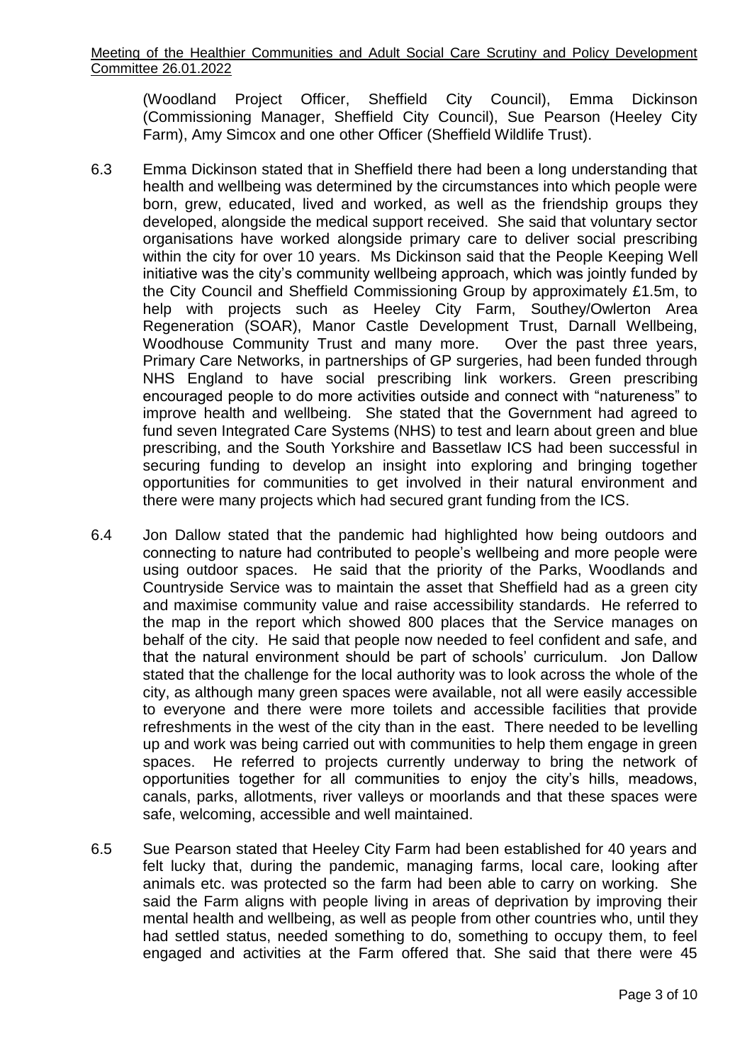(Woodland Project Officer, Sheffield City Council), Emma Dickinson (Commissioning Manager, Sheffield City Council), Sue Pearson (Heeley City Farm), Amy Simcox and one other Officer (Sheffield Wildlife Trust).

6.3 Emma Dickinson stated that in Sheffield there had been a long understanding that health and wellbeing was determined by the circumstances into which people were born, grew, educated, lived and worked, as well as the friendship groups they developed, alongside the medical support received. She said that voluntary sector organisations have worked alongside primary care to deliver social prescribing within the city for over 10 years. Ms Dickinson said that the People Keeping Well initiative was the city's community wellbeing approach, which was jointly funded by the City Council and Sheffield Commissioning Group by approximately £1.5m, to help with projects such as Heeley City Farm, Southey/Owlerton Area Regeneration (SOAR), Manor Castle Development Trust, Darnall Wellbeing, Woodhouse Community Trust and many more. Over the past three years, Primary Care Networks, in partnerships of GP surgeries, had been funded through NHS England to have social prescribing link workers. Green prescribing encouraged people to do more activities outside and connect with "natureness" to improve health and wellbeing. She stated that the Government had agreed to fund seven Integrated Care Systems (NHS) to test and learn about green and blue prescribing, and the South Yorkshire and Bassetlaw ICS had been successful in securing funding to develop an insight into exploring and bringing together opportunities for communities to get involved in their natural environment and there were many projects which had secured grant funding from the ICS.

6.4 Jon Dallow stated that the pandemic had highlighted how being outdoors and connecting to nature had contributed to people's wellbeing and more people were using outdoor spaces. He said that the priority of the Parks, Woodlands and Countryside Service was to maintain the asset that Sheffield had as a green city and maximise community value and raise accessibility standards. He referred to the map in the report which showed 800 places that the Service manages on behalf of the city. He said that people now needed to feel confident and safe, and that the natural environment should be part of schools' curriculum. Jon Dallow stated that the challenge for the local authority was to look across the whole of the city, as although many green spaces were available, not all were easily accessible to everyone and there were more toilets and accessible facilities that provide refreshments in the west of the city than in the east. There needed to be levelling up and work was being carried out with communities to help them engage in green spaces. He referred to projects currently underway to bring the network of opportunities together for all communities to enjoy the city's hills, meadows, canals, parks, allotments, river valleys or moorlands and that these spaces were safe, welcoming, accessible and well maintained.

6.5 Sue Pearson stated that Heeley City Farm had been established for 40 years and felt lucky that, during the pandemic, managing farms, local care, looking after animals etc. was protected so the farm had been able to carry on working. She said the Farm aligns with people living in areas of deprivation by improving their mental health and wellbeing, as well as people from other countries who, until they had settled status, needed something to do, something to occupy them, to feel engaged and activities at the Farm offered that. She said that there were 45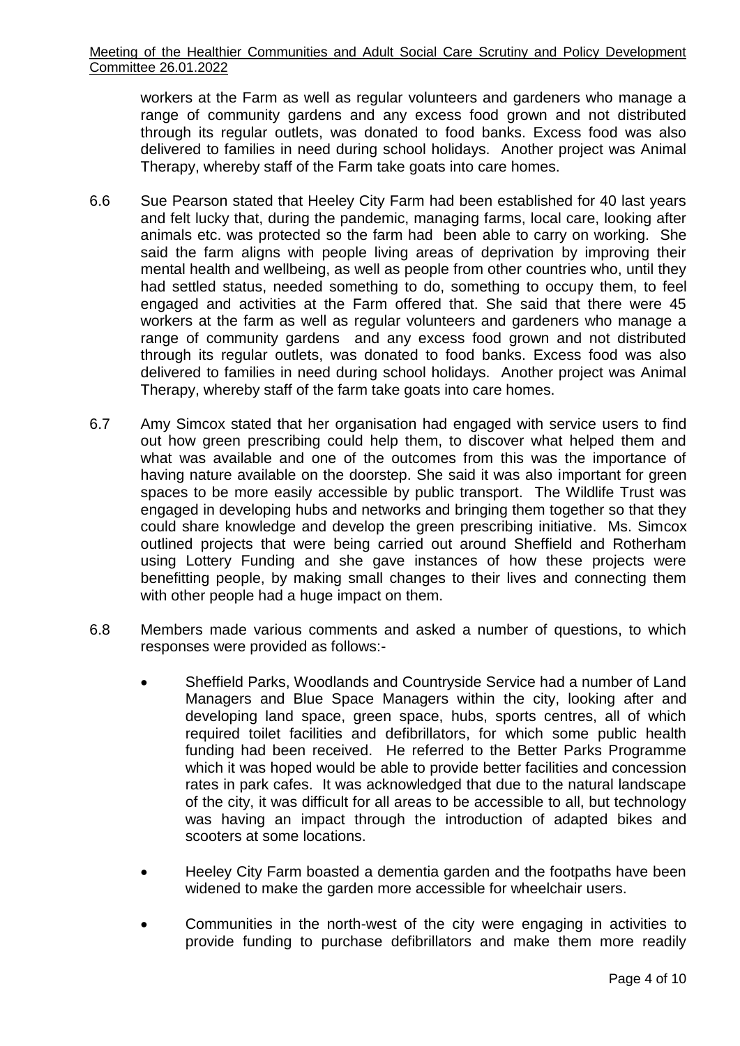workers at the Farm as well as regular volunteers and gardeners who manage a range of community gardens and any excess food grown and not distributed through its regular outlets, was donated to food banks. Excess food was also delivered to families in need during school holidays. Another project was Animal Therapy, whereby staff of the Farm take goats into care homes.

6.6 Sue Pearson stated that Heeley City Farm had been established for 40 last years and felt lucky that, during the pandemic, managing farms, local care, looking after animals etc. was protected so the farm had been able to carry on working. She said the farm aligns with people living areas of deprivation by improving their mental health and wellbeing, as well as people from other countries who, until they had settled status, needed something to do, something to occupy them, to feel engaged and activities at the Farm offered that. She said that there were 45 workers at the farm as well as regular volunteers and gardeners who manage a range of community gardens and any excess food grown and not distributed through its regular outlets, was donated to food banks. Excess food was also delivered to families in need during school holidays. Another project was Animal Therapy, whereby staff of the farm take goats into care homes.

6.7 Amy Simcox stated that her organisation had engaged with service users to find out how green prescribing could help them, to discover what helped them and what was available and one of the outcomes from this was the importance of having nature available on the doorstep. She said it was also important for green spaces to be more easily accessible by public transport. The Wildlife Trust was engaged in developing hubs and networks and bringing them together so that they could share knowledge and develop the green prescribing initiative. Ms. Simcox outlined projects that were being carried out around Sheffield and Rotherham using Lottery Funding and she gave instances of how these projects were benefitting people, by making small changes to their lives and connecting them with other people had a huge impact on them.

6.8 Members made various comments and asked a number of questions, to which responses were provided as follows:-

- Sheffield Parks, Woodlands and Countryside Service had a number of Land Managers and Blue Space Managers within the city, looking after and developing land space, green space, hubs, sports centres, all of which required toilet facilities and defibrillators, for which some public health funding had been received. He referred to the Better Parks Programme which it was hoped would be able to provide better facilities and concession rates in park cafes. It was acknowledged that due to the natural landscape of the city, it was difficult for all areas to be accessible to all, but technology was having an impact through the introduction of adapted bikes and scooters at some locations.

- Heeley City Farm boasted a dementia garden and the footpaths have been widened to make the garden more accessible for wheelchair users.

- Communities in the north-west of the city were engaging in activities to provide funding to purchase defibrillators and make them more readily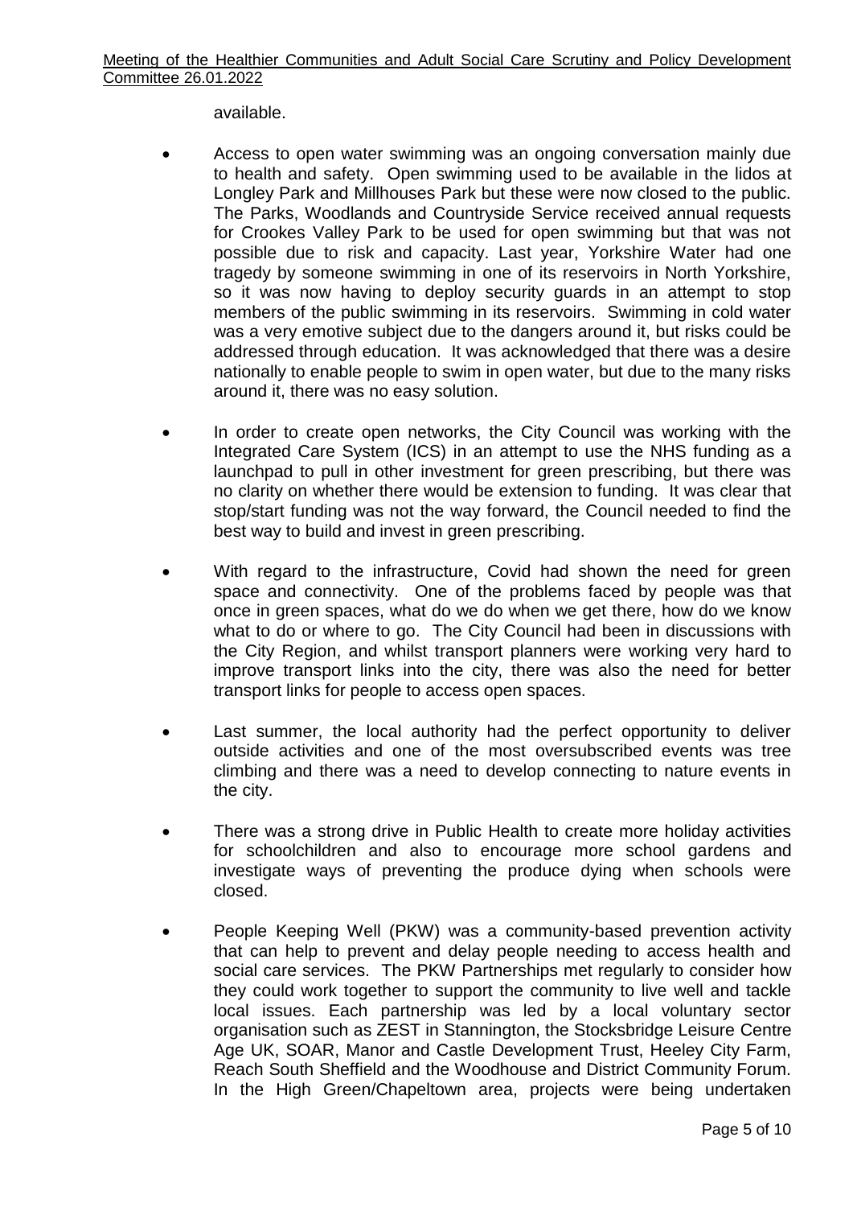available.

- Access to open water swimming was an ongoing conversation mainly due to health and safety. Open swimming used to be available in the lidos at Longley Park and Millhouses Park but these were now closed to the public. The Parks, Woodlands and Countryside Service received annual requests for Crookes Valley Park to be used for open swimming but that was not possible due to risk and capacity. Last year, Yorkshire Water had one tragedy by someone swimming in one of its reservoirs in North Yorkshire, so it was now having to deploy security guards in an attempt to stop members of the public swimming in its reservoirs. Swimming in cold water was a very emotive subject due to the dangers around it, but risks could be addressed through education. It was acknowledged that there was a desire nationally to enable people to swim in open water, but due to the many risks around it, there was no easy solution.

- In order to create open networks, the City Council was working with the Integrated Care System (ICS) in an attempt to use the NHS funding as a launchpad to pull in other investment for green prescribing, but there was no clarity on whether there would be extension to funding. It was clear that stop/start funding was not the way forward, the Council needed to find the best way to build and invest in green prescribing.

- With regard to the infrastructure, Covid had shown the need for green space and connectivity. One of the problems faced by people was that once in green spaces, what do we do when we get there, how do we know what to do or where to go. The City Council had been in discussions with the City Region, and whilst transport planners were working very hard to improve transport links into the city, there was also the need for better transport links for people to access open spaces.

- Last summer, the local authority had the perfect opportunity to deliver outside activities and one of the most oversubscribed events was tree climbing and there was a need to develop connecting to nature events in the city.

- There was a strong drive in Public Health to create more holiday activities for schoolchildren and also to encourage more school gardens and investigate ways of preventing the produce dying when schools were closed.

- People Keeping Well (PKW) was a community-based prevention activity that can help to prevent and delay people needing to access health and social care services. The PKW Partnerships met regularly to consider how they could work together to support the community to live well and tackle local issues. Each partnership was led by a local voluntary sector organisation such as ZEST in Stannington, the Stocksbridge Leisure Centre Age UK, SOAR, Manor and Castle Development Trust, Heeley City Farm, Reach South Sheffield and the Woodhouse and District Community Forum. In the High Green/Chapeltown area, projects were being undertaken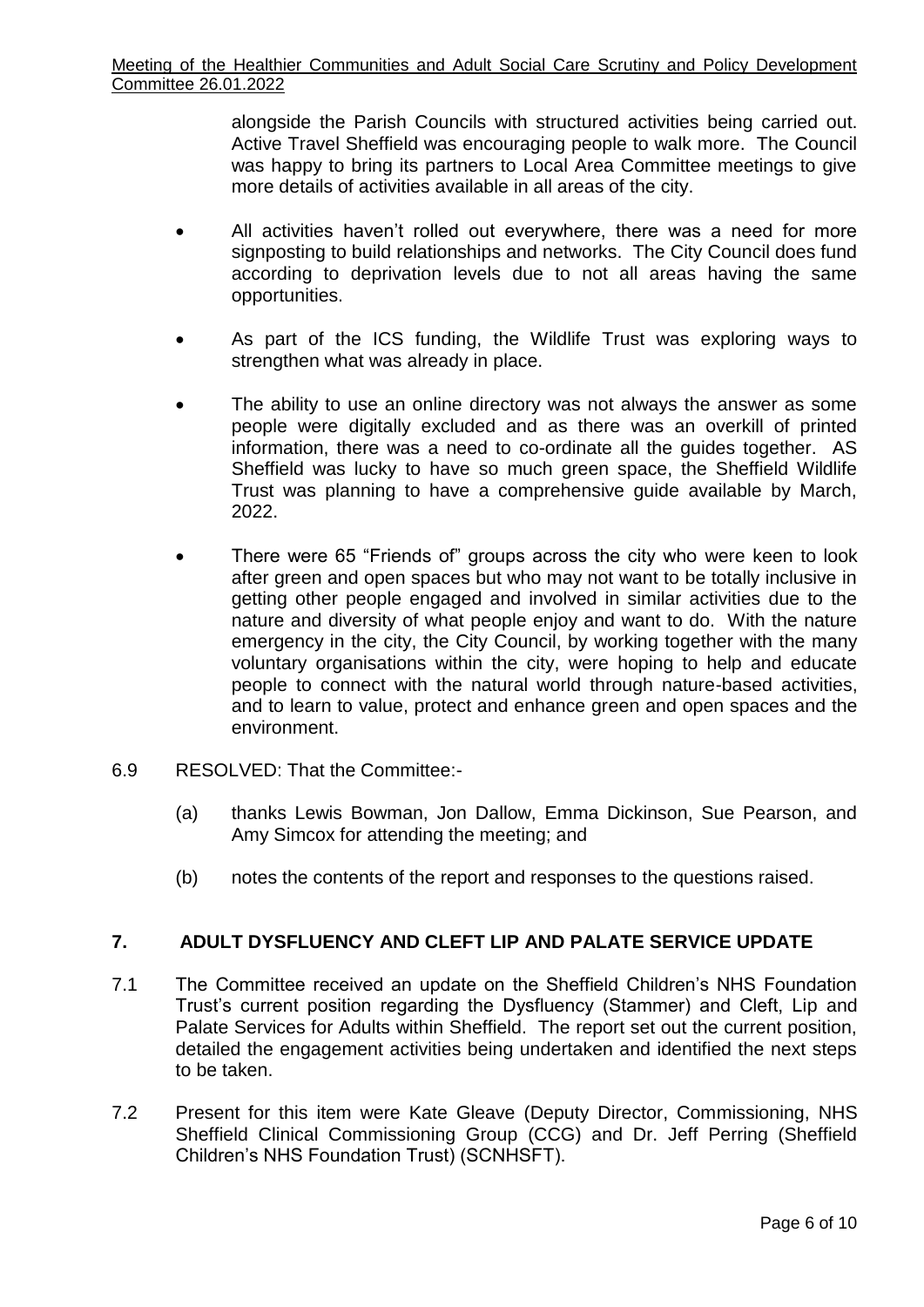alongside the Parish Councils with structured activities being carried out. Active Travel Sheffield was encouraging people to walk more. The Council was happy to bring its partners to Local Area Committee meetings to give more details of activities available in all areas of the city.

- All activities haven't rolled out everywhere, there was a need for more signposting to build relationships and networks. The City Council does fund according to deprivation levels due to not all areas having the same opportunities.

- As part of the ICS funding, the Wildlife Trust was exploring ways to strengthen what was already in place.

- The ability to use an online directory was not always the answer as some people were digitally excluded and as there was an overkill of printed information, there was a need to co-ordinate all the guides together. AS Sheffield was lucky to have so much green space, the Sheffield Wildlife Trust was planning to have a comprehensive guide available by March, 2022.

- There were 65 "Friends of" groups across the city who were keen to look after green and open spaces but who may not want to be totally inclusive in getting other people engaged and involved in similar activities due to the nature and diversity of what people enjoy and want to do. With the nature emergency in the city, the City Council, by working together with the many voluntary organisations within the city, were hoping to help and educate people to connect with the natural world through nature-based activities, and to learn to value, protect and enhance green and open spaces and the environment.

6.9 RESOLVED: That the Committee:-

(a) thanks Lewis Bowman, Jon Dallow, Emma Dickinson, Sue Pearson, and Amy Simcox for attending the meeting; and

(b) notes the contents of the report and responses to the questions raised.

## 7. ADULT DYSFLUENCY AND CLEFT LIP AND PALATE SERVICE UPDATE

7.1 The Committee received an update on the Sheffield Children's NHS Foundation Trust's current position regarding the Dysfluency (Stammer) and Cleft, Lip and Palate Services for Adults within Sheffield. The report set out the current position, detailed the engagement activities being undertaken and identified the next steps to be taken.

7.2 Present for this item were Kate Gleave (Deputy Director, Commissioning, NHS Sheffield Clinical Commissioning Group (CCG) and Dr. Jeff Perring (Sheffield Children's NHS Foundation Trust) (SCNHSFT).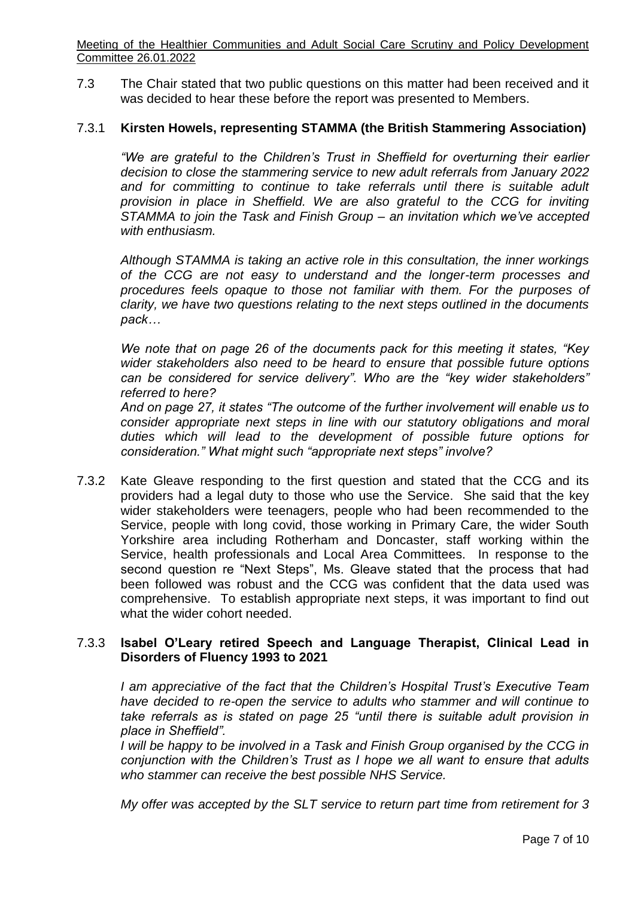7.3 The Chair stated that two public questions on this matter had been received and it was decided to hear these before the report was presented to Members.

7.3.1 **Kirsten Howels, representing STAMMA (the British Stammering Association)**

*"We are grateful to the Children's Trust in Sheffield for overturning their earlier decision to close the stammering service to new adult referrals from January 2022 and for committing to continue to take referrals until there is suitable adult provision in place in Sheffield. We are also grateful to the CCG for inviting STAMMA to join the Task and Finish Group – an invitation which we've accepted with enthusiasm.*

*Although STAMMA is taking an active role in this consultation, the inner workings of the CCG are not easy to understand and the longer-term processes and procedures feels opaque to those not familiar with them. For the purposes of clarity, we have two questions relating to the next steps outlined in the documents pack…*

*We note that on page 26 of the documents pack for this meeting it states, "Key wider stakeholders also need to be heard to ensure that possible future options can be considered for service delivery". Who are the "key wider stakeholders" referred to here?*

*And on page 27, it states "The outcome of the further involvement will enable us to consider appropriate next steps in line with our statutory obligations and moral duties which will lead to the development of possible future options for consideration." What might such "appropriate next steps" involve?*

7.3.2 Kate Gleave responding to the first question and stated that the CCG and its providers had a legal duty to those who use the Service. She said that the key wider stakeholders were teenagers, people who had been recommended to the Service, people with long covid, those working in Primary Care, the wider South Yorkshire area including Rotherham and Doncaster, staff working within the Service, health professionals and Local Area Committees. In response to the second question re "Next Steps", Ms. Gleave stated that the process that had been followed was robust and the CCG was confident that the data used was comprehensive. To establish appropriate next steps, it was important to find out what the wider cohort needed.

7.3.3 **Isabel O'Leary retired Speech and Language Therapist, Clinical Lead in Disorders of Fluency 1993 to 2021**

*I am appreciative of the fact that the Children's Hospital Trust's Executive Team have decided to re-open the service to adults who stammer and will continue to take referrals as is stated on page 25 "until there is suitable adult provision in place in Sheffield".*

*I will be happy to be involved in a Task and Finish Group organised by the CCG in conjunction with the Children's Trust as I hope we all want to ensure that adults who stammer can receive the best possible NHS Service.*

*My offer was accepted by the SLT service to return part time from retirement for 3*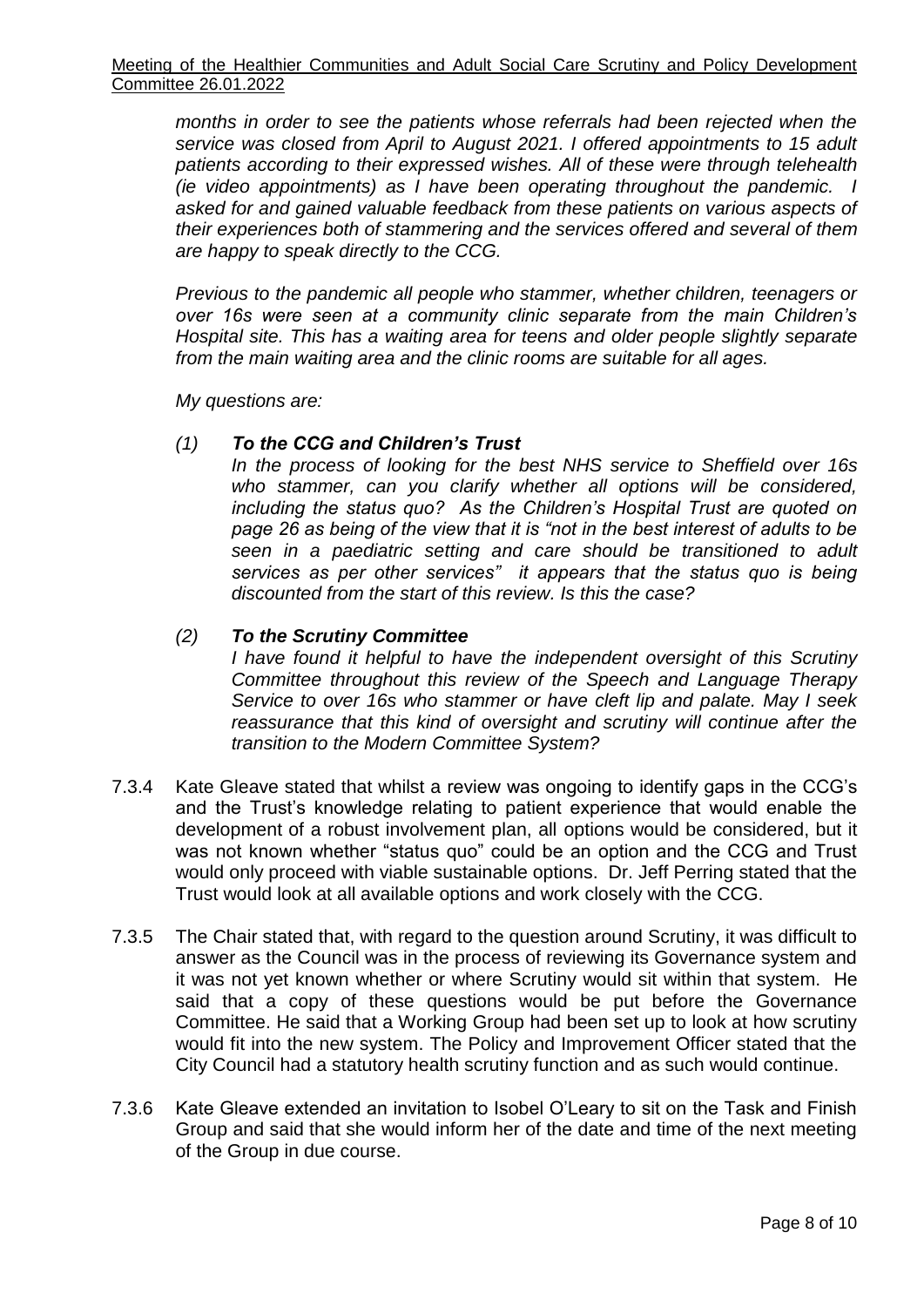*months in order to see the patients whose referrals had been rejected when the service was closed from April to August 2021. I offered appointments to 15 adult patients according to their expressed wishes. All of these were through telehealth (ie video appointments) as I have been operating throughout the pandemic. I asked for and gained valuable feedback from these patients on various aspects of their experiences both of stammering and the services offered and several of them are happy to speak directly to the CCG.*

*Previous to the pandemic all people who stammer, whether children, teenagers or over 16s were seen at a community clinic separate from the main Children's Hospital site. This has a waiting area for teens and older people slightly separate from the main waiting area and the clinic rooms are suitable for all ages.*

*My questions are:*

*(1)* ***To the CCG and Children's Trust***
*In the process of looking for the best NHS service to Sheffield over 16s who stammer, can you clarify whether all options will be considered, including the status quo? As the Children's Hospital Trust are quoted on page 26 as being of the view that it is "not in the best interest of adults to be seen in a paediatric setting and care should be transitioned to adult services as per other services" it appears that the status quo is being discounted from the start of this review. Is this the case?*

*(2)* ***To the Scrutiny Committee***
*I have found it helpful to have the independent oversight of this Scrutiny Committee throughout this review of the Speech and Language Therapy Service to over 16s who stammer or have cleft lip and palate. May I seek reassurance that this kind of oversight and scrutiny will continue after the transition to the Modern Committee System?*

7.3.4 Kate Gleave stated that whilst a review was ongoing to identify gaps in the CCG's and the Trust's knowledge relating to patient experience that would enable the development of a robust involvement plan, all options would be considered, but it was not known whether "status quo" could be an option and the CCG and Trust would only proceed with viable sustainable options. Dr. Jeff Perring stated that the Trust would look at all available options and work closely with the CCG.

7.3.5 The Chair stated that, with regard to the question around Scrutiny, it was difficult to answer as the Council was in the process of reviewing its Governance system and it was not yet known whether or where Scrutiny would sit within that system. He said that a copy of these questions would be put before the Governance Committee. He said that a Working Group had been set up to look at how scrutiny would fit into the new system. The Policy and Improvement Officer stated that the City Council had a statutory health scrutiny function and as such would continue.

7.3.6 Kate Gleave extended an invitation to Isobel O'Leary to sit on the Task and Finish Group and said that she would inform her of the date and time of the next meeting of the Group in due course.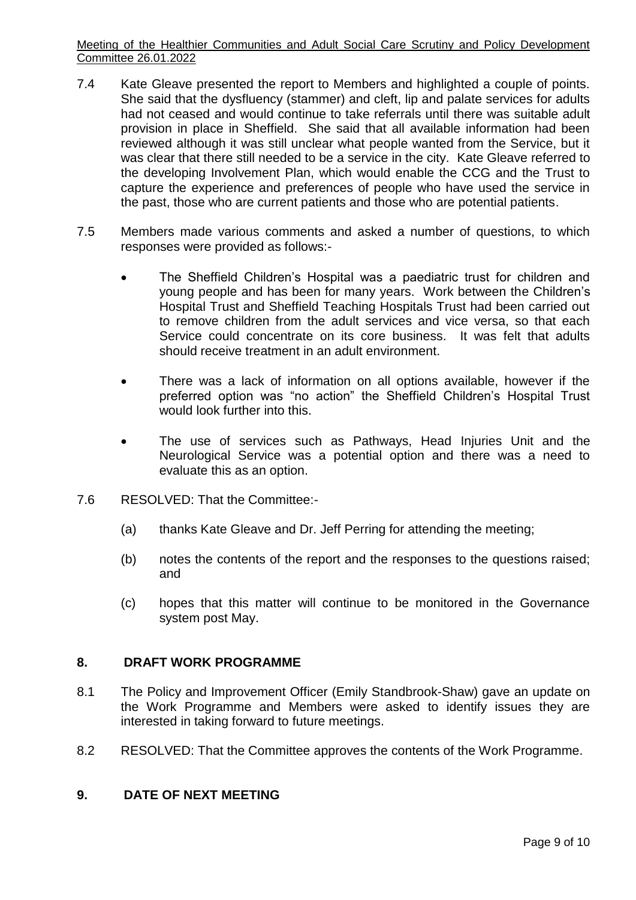7.4 Kate Gleave presented the report to Members and highlighted a couple of points. She said that the dysfluency (stammer) and cleft, lip and palate services for adults had not ceased and would continue to take referrals until there was suitable adult provision in place in Sheffield. She said that all available information had been reviewed although it was still unclear what people wanted from the Service, but it was clear that there still needed to be a service in the city. Kate Gleave referred to the developing Involvement Plan, which would enable the CCG and the Trust to capture the experience and preferences of people who have used the service in the past, those who are current patients and those who are potential patients.

7.5 Members made various comments and asked a number of questions, to which responses were provided as follows:-

- The Sheffield Children's Hospital was a paediatric trust for children and young people and has been for many years. Work between the Children's Hospital Trust and Sheffield Teaching Hospitals Trust had been carried out to remove children from the adult services and vice versa, so that each Service could concentrate on its core business. It was felt that adults should receive treatment in an adult environment.

- There was a lack of information on all options available, however if the preferred option was "no action" the Sheffield Children's Hospital Trust would look further into this.

- The use of services such as Pathways, Head Injuries Unit and the Neurological Service was a potential option and there was a need to evaluate this as an option.

7.6 RESOLVED: That the Committee:-

(a) thanks Kate Gleave and Dr. Jeff Perring for attending the meeting;

(b) notes the contents of the report and the responses to the questions raised; and

(c) hopes that this matter will continue to be monitored in the Governance system post May.

## 8. DRAFT WORK PROGRAMME

8.1 The Policy and Improvement Officer (Emily Standbrook-Shaw) gave an update on the Work Programme and Members were asked to identify issues they are interested in taking forward to future meetings.

8.2 RESOLVED: That the Committee approves the contents of the Work Programme.

## 9. DATE OF NEXT MEETING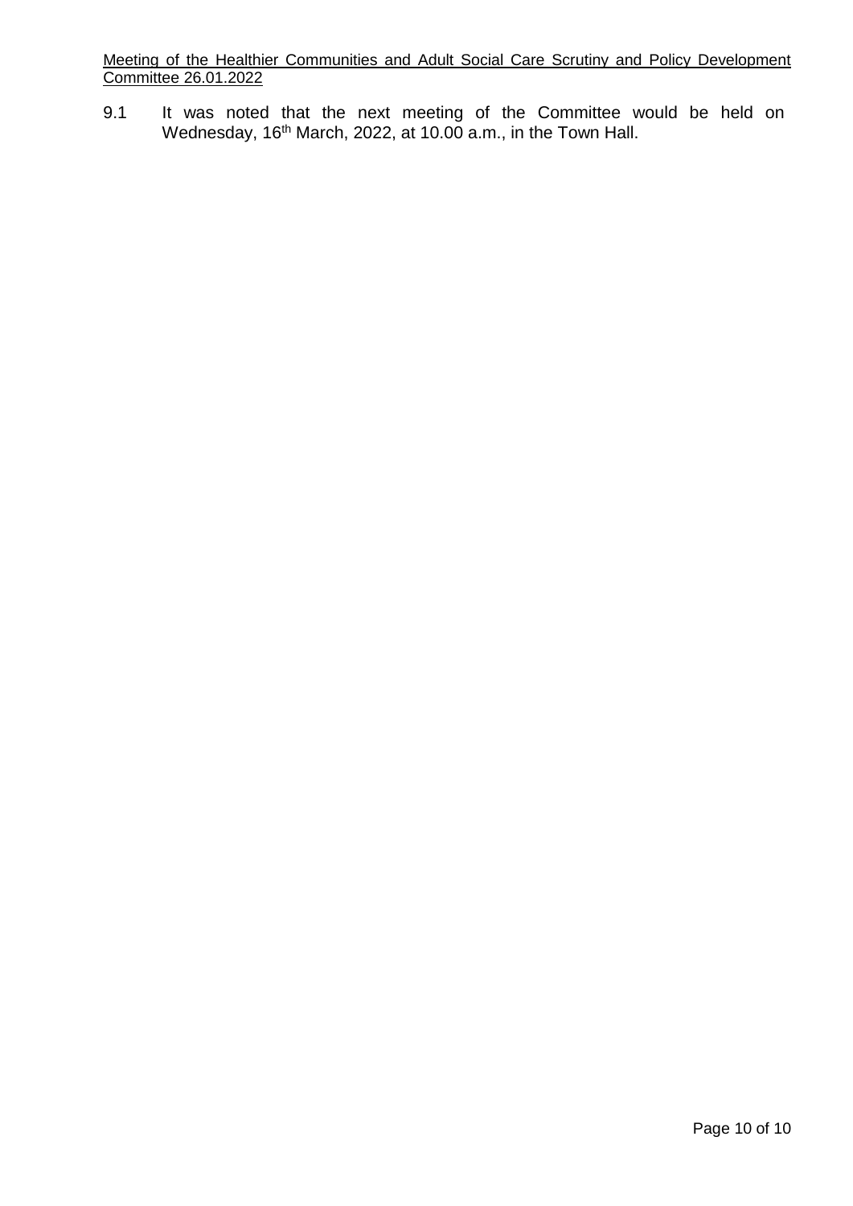9.1 It was noted that the next meeting of the Committee would be held on Wednesday, 16th March, 2022, at 10.00 a.m., in the Town Hall.